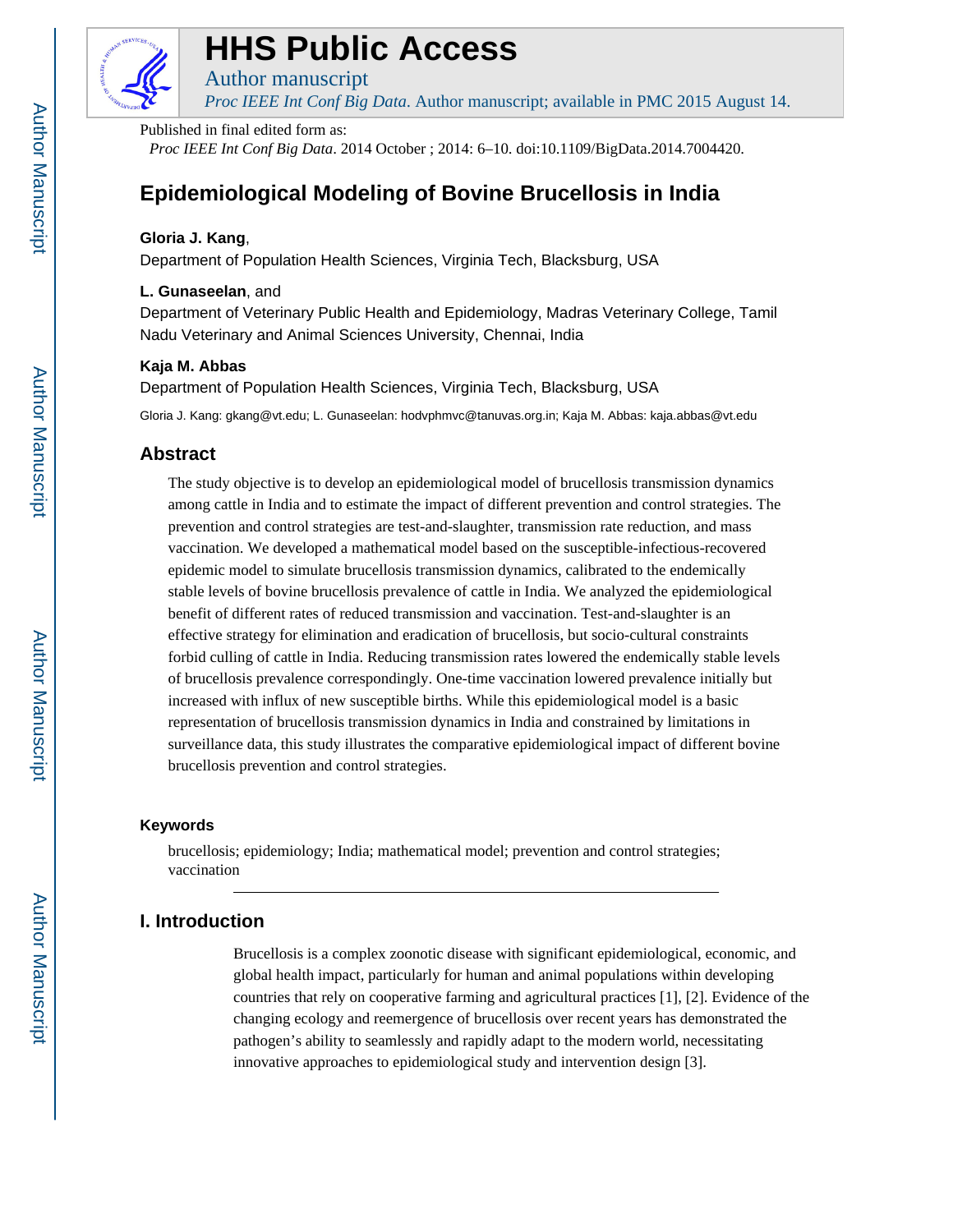# HHS Public Access

Author manuscript

*Proc IEEE Int Conf Big Data*. Author manuscript; available in PMC 2015 August 14.

Published in final edited form as:

*Proc IEEE Int Conf Big Data*. 2014 October ; 2014: 6–10. doi:10.1109/BigData.2014.7004420.

# Epidemiological Modeling of Bovine Brucellosis in India

**Gloria J. Kang**,

Department of Population Health Sciences, Virginia Tech, Blacksburg, USA

**L. Gunaseelan**, and

Department of Veterinary Public Health and Epidemiology, Madras Veterinary College, Tamil Nadu Veterinary and Animal Sciences University, Chennai, India

**Kaja M. Abbas**

Department of Population Health Sciences, Virginia Tech, Blacksburg, USA

Gloria J. Kang: gkang@vt.edu; L. Gunaseelan: hodvphmvc@tanuvas.org.in; Kaja M. Abbas: kaja.abbas@vt.edu

## Abstract

The study objective is to develop an epidemiological model of brucellosis transmission dynamics among cattle in India and to estimate the impact of different prevention and control strategies. The prevention and control strategies are test-and-slaughter, transmission rate reduction, and mass vaccination. We developed a mathematical model based on the susceptible-infectious-recovered epidemic model to simulate brucellosis transmission dynamics, calibrated to the endemically stable levels of bovine brucellosis prevalence of cattle in India. We analyzed the epidemiological benefit of different rates of reduced transmission and vaccination. Test-and-slaughter is an effective strategy for elimination and eradication of brucellosis, but socio-cultural constraints forbid culling of cattle in India. Reducing transmission rates lowered the endemically stable levels of brucellosis prevalence correspondingly. One-time vaccination lowered prevalence initially but increased with influx of new susceptible births. While this epidemiological model is a basic representation of brucellosis transmission dynamics in India and constrained by limitations in surveillance data, this study illustrates the comparative epidemiological impact of different bovine brucellosis prevention and control strategies.

### Keywords

brucellosis; epidemiology; India; mathematical model; prevention and control strategies; vaccination

## I. Introduction

Brucellosis is a complex zoonotic disease with significant epidemiological, economic, and global health impact, particularly for human and animal populations within developing countries that rely on cooperative farming and agricultural practices [1], [2]. Evidence of the changing ecology and reemergence of brucellosis over recent years has demonstrated the pathogen's ability to seamlessly and rapidly adapt to the modern world, necessitating innovative approaches to epidemiological study and intervention design [3].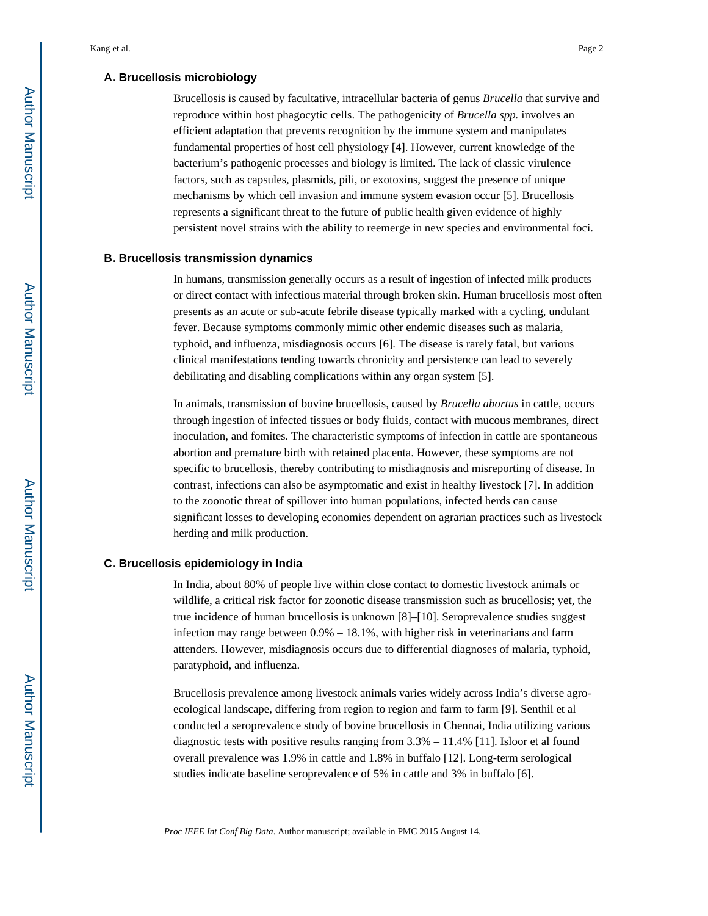### A. Brucellosis microbiology

Brucellosis is caused by facultative, intracellular bacteria of genus *Brucella* that survive and reproduce within host phagocytic cells. The pathogenicity of *Brucella spp.* involves an efficient adaptation that prevents recognition by the immune system and manipulates fundamental properties of host cell physiology [4]. However, current knowledge of the bacterium's pathogenic processes and biology is limited. The lack of classic virulence factors, such as capsules, plasmids, pili, or exotoxins, suggest the presence of unique mechanisms by which cell invasion and immune system evasion occur [5]. Brucellosis represents a significant threat to the future of public health given evidence of highly persistent novel strains with the ability to reemerge in new species and environmental foci.

### B. Brucellosis transmission dynamics

In humans, transmission generally occurs as a result of ingestion of infected milk products or direct contact with infectious material through broken skin. Human brucellosis most often presents as an acute or sub-acute febrile disease typically marked with a cycling, undulant fever. Because symptoms commonly mimic other endemic diseases such as malaria, typhoid, and influenza, misdiagnosis occurs [6]. The disease is rarely fatal, but various clinical manifestations tending towards chronicity and persistence can lead to severely debilitating and disabling complications within any organ system [5].

In animals, transmission of bovine brucellosis, caused by *Brucella abortus* in cattle, occurs through ingestion of infected tissues or body fluids, contact with mucous membranes, direct inoculation, and fomites. The characteristic symptoms of infection in cattle are spontaneous abortion and premature birth with retained placenta. However, these symptoms are not specific to brucellosis, thereby contributing to misdiagnosis and misreporting of disease. In contrast, infections can also be asymptomatic and exist in healthy livestock [7]. In addition to the zoonotic threat of spillover into human populations, infected herds can cause significant losses to developing economies dependent on agrarian practices such as livestock herding and milk production.

### C. Brucellosis epidemiology in India

In India, about 80% of people live within close contact to domestic livestock animals or wildlife, a critical risk factor for zoonotic disease transmission such as brucellosis; yet, the true incidence of human brucellosis is unknown [8]–[10]. Seroprevalence studies suggest infection may range between 0.9% – 18.1%, with higher risk in veterinarians and farm attenders. However, misdiagnosis occurs due to differential diagnoses of malaria, typhoid, paratyphoid, and influenza.

Brucellosis prevalence among livestock animals varies widely across India's diverse agro-ecological landscape, differing from region to region and farm to farm [9]. Senthil et al conducted a seroprevalence study of bovine brucellosis in Chennai, India utilizing various diagnostic tests with positive results ranging from 3.3% – 11.4% [11]. Isloor et al found overall prevalence was 1.9% in cattle and 1.8% in buffalo [12]. Long-term serological studies indicate baseline seroprevalence of 5% in cattle and 3% in buffalo [6].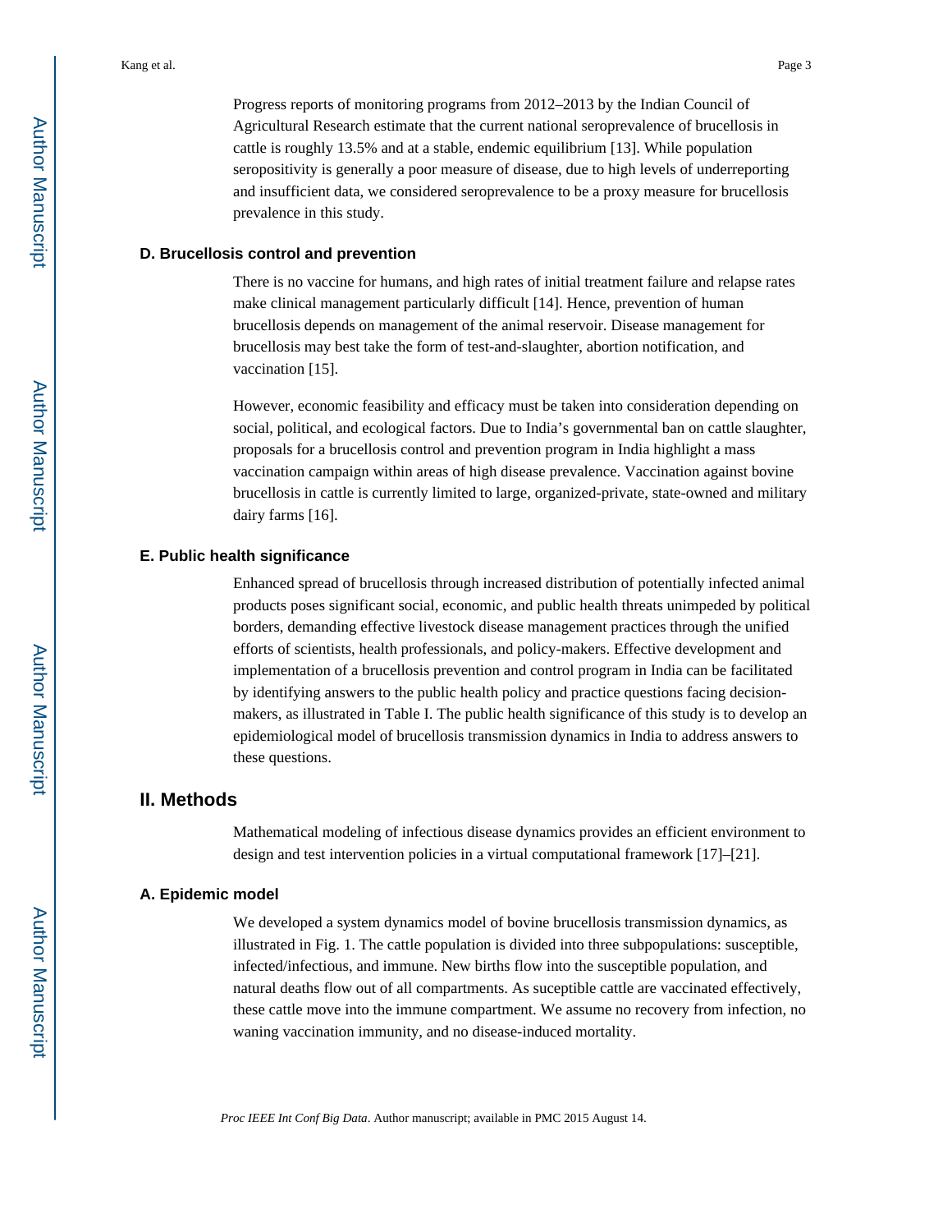Progress reports of monitoring programs from 2012–2013 by the Indian Council of Agricultural Research estimate that the current national seroprevalence of brucellosis in cattle is roughly 13.5% and at a stable, endemic equilibrium [13]. While population seropositivity is generally a poor measure of disease, due to high levels of underreporting and insufficient data, we considered seroprevalence to be a proxy measure for brucellosis prevalence in this study.

### D. Brucellosis control and prevention

There is no vaccine for humans, and high rates of initial treatment failure and relapse rates make clinical management particularly difficult [14]. Hence, prevention of human brucellosis depends on management of the animal reservoir. Disease management for brucellosis may best take the form of test-and-slaughter, abortion notification, and vaccination [15].

However, economic feasibility and efficacy must be taken into consideration depending on social, political, and ecological factors. Due to India's governmental ban on cattle slaughter, proposals for a brucellosis control and prevention program in India highlight a mass vaccination campaign within areas of high disease prevalence. Vaccination against bovine brucellosis in cattle is currently limited to large, organized-private, state-owned and military dairy farms [16].

### E. Public health significance

Enhanced spread of brucellosis through increased distribution of potentially infected animal products poses significant social, economic, and public health threats unimpeded by political borders, demanding effective livestock disease management practices through the unified efforts of scientists, health professionals, and policy-makers. Effective development and implementation of a brucellosis prevention and control program in India can be facilitated by identifying answers to the public health policy and practice questions facing decision-makers, as illustrated in Table I. The public health significance of this study is to develop an epidemiological model of brucellosis transmission dynamics in India to address answers to these questions.

## II. Methods

Mathematical modeling of infectious disease dynamics provides an efficient environment to design and test intervention policies in a virtual computational framework [17]–[21].

### A. Epidemic model

We developed a system dynamics model of bovine brucellosis transmission dynamics, as illustrated in Fig. 1. The cattle population is divided into three subpopulations: susceptible, infected/infectious, and immune. New births flow into the susceptible population, and natural deaths flow out of all compartments. As suceptible cattle are vaccinated effectively, these cattle move into the immune compartment. We assume no recovery from infection, no waning vaccination immunity, and no disease-induced mortality.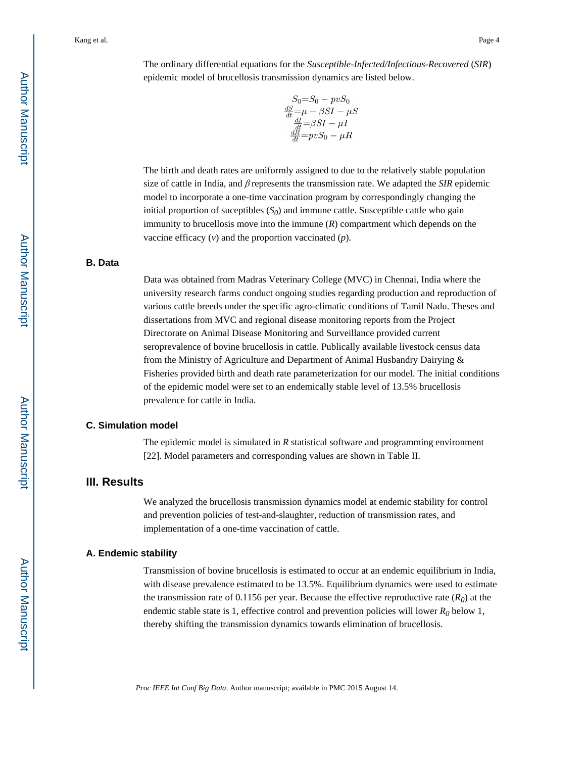The ordinary differential equations for the *Susceptible-Infected/Infectious-Recovered* (*SIR*) epidemic model of brucellosis transmission dynamics are listed below.

$$
\begin{aligned}
S_0 &= S_0 - pvS_0 \\
\frac{dS}{dt} &= \mu - \beta SI - \mu S \\
\frac{dI}{dt} &= \beta SI - \mu I \\
\frac{dR}{dt} &= pvS_0 - \mu R
\end{aligned}
$$

The birth and death rates are uniformly assigned to due to the relatively stable population size of cattle in India, and $\beta$ represents the transmission rate. We adapted the *SIR* epidemic model to incorporate a one-time vaccination program by correspondingly changing the initial proportion of suceptibles ($S_0$) and immune cattle. Susceptible cattle who gain immunity to brucellosis move into the immune ($R$) compartment which depends on the vaccine efficacy ($v$) and the proportion vaccinated ($p$).

### B. Data

Data was obtained from Madras Veterinary College (MVC) in Chennai, India where the university research farms conduct ongoing studies regarding production and reproduction of various cattle breeds under the specific agro-climatic conditions of Tamil Nadu. Theses and dissertations from MVC and regional disease monitoring reports from the Project Directorate on Animal Disease Monitoring and Surveillance provided current seroprevalence of bovine brucellosis in cattle. Publically available livestock census data from the Ministry of Agriculture and Department of Animal Husbandry Dairying & Fisheries provided birth and death rate parameterization for our model. The initial conditions of the epidemic model were set to an endemically stable level of 13.5% brucellosis prevalence for cattle in India.

### C. Simulation model

The epidemic model is simulated in *R* statistical software and programming environment [22]. Model parameters and corresponding values are shown in Table II.

## III. Results

We analyzed the brucellosis transmission dynamics model at endemic stability for control and prevention policies of test-and-slaughter, reduction of transmission rates, and implementation of a one-time vaccination of cattle.

### A. Endemic stability

Transmission of bovine brucellosis is estimated to occur at an endemic equilibrium in India, with disease prevalence estimated to be 13.5%. Equilibrium dynamics were used to estimate the transmission rate of 0.1156 per year. Because the effective reproductive rate ($R_0$) at the endemic stable state is 1, effective control and prevention policies will lower $R_0$ below 1, thereby shifting the transmission dynamics towards elimination of brucellosis.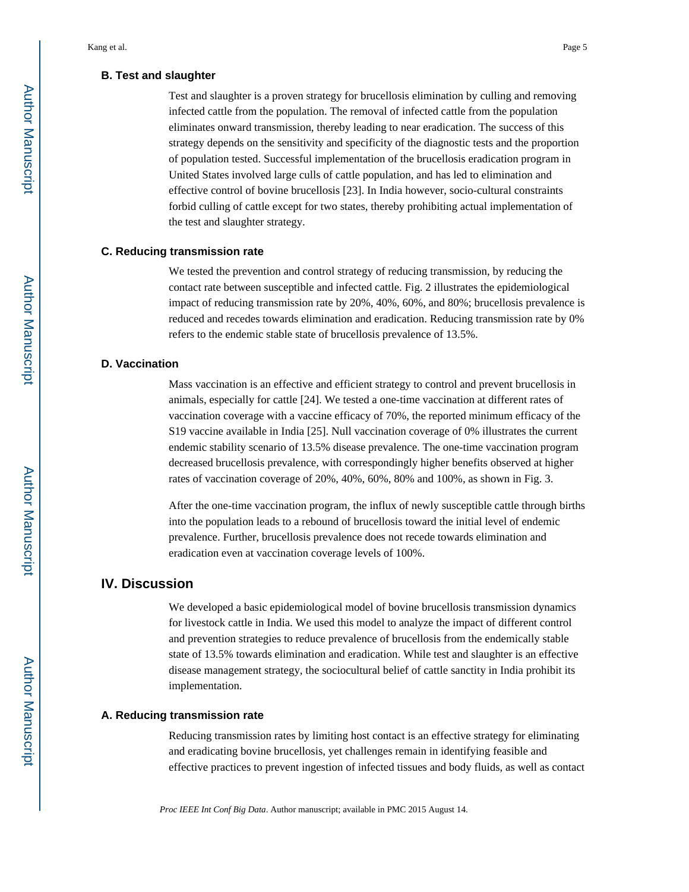### B. Test and slaughter

Test and slaughter is a proven strategy for brucellosis elimination by culling and removing infected cattle from the population. The removal of infected cattle from the population eliminates onward transmission, thereby leading to near eradication. The success of this strategy depends on the sensitivity and specificity of the diagnostic tests and the proportion of population tested. Successful implementation of the brucellosis eradication program in United States involved large culls of cattle population, and has led to elimination and effective control of bovine brucellosis [23]. In India however, socio-cultural constraints forbid culling of cattle except for two states, thereby prohibiting actual implementation of the test and slaughter strategy.

### C. Reducing transmission rate

We tested the prevention and control strategy of reducing transmission, by reducing the contact rate between susceptible and infected cattle. Fig. 2 illustrates the epidemiological impact of reducing transmission rate by 20%, 40%, 60%, and 80%; brucellosis prevalence is reduced and recedes towards elimination and eradication. Reducing transmission rate by 0% refers to the endemic stable state of brucellosis prevalence of 13.5%.

### D. Vaccination

Mass vaccination is an effective and efficient strategy to control and prevent brucellosis in animals, especially for cattle [24]. We tested a one-time vaccination at different rates of vaccination coverage with a vaccine efficacy of 70%, the reported minimum efficacy of the S19 vaccine available in India [25]. Null vaccination coverage of 0% illustrates the current endemic stability scenario of 13.5% disease prevalence. The one-time vaccination program decreased brucellosis prevalence, with correspondingly higher benefits observed at higher rates of vaccination coverage of 20%, 40%, 60%, 80% and 100%, as shown in Fig. 3.

After the one-time vaccination program, the influx of newly susceptible cattle through births into the population leads to a rebound of brucellosis toward the initial level of endemic prevalence. Further, brucellosis prevalence does not recede towards elimination and eradication even at vaccination coverage levels of 100%.

## IV. Discussion

We developed a basic epidemiological model of bovine brucellosis transmission dynamics for livestock cattle in India. We used this model to analyze the impact of different control and prevention strategies to reduce prevalence of brucellosis from the endemically stable state of 13.5% towards elimination and eradication. While test and slaughter is an effective disease management strategy, the sociocultural belief of cattle sanctity in India prohibit its implementation.

### A. Reducing transmission rate

Reducing transmission rates by limiting host contact is an effective strategy for eliminating and eradicating bovine brucellosis, yet challenges remain in identifying feasible and effective practices to prevent ingestion of infected tissues and body fluids, as well as contact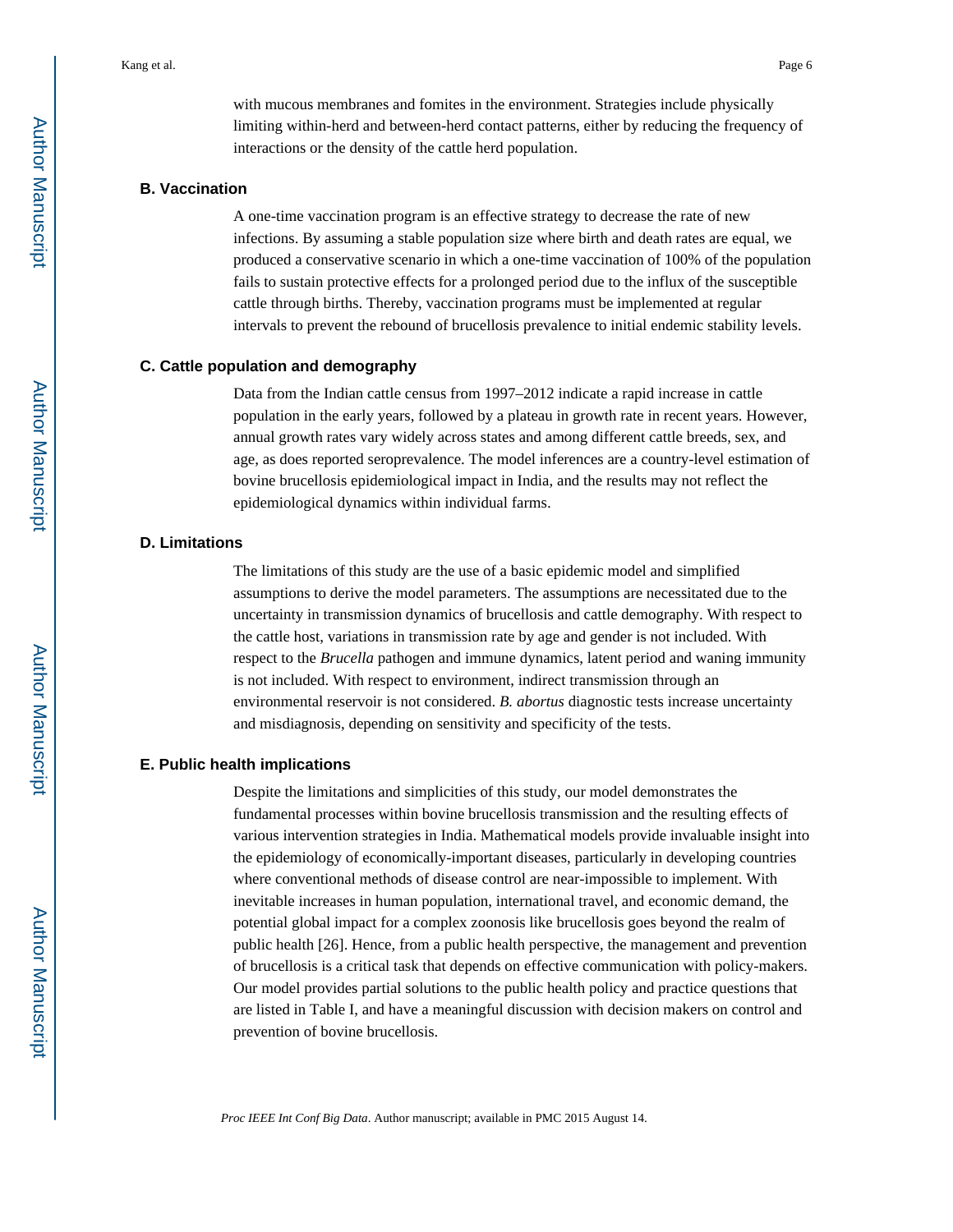with mucous membranes and fomites in the environment. Strategies include physically limiting within-herd and between-herd contact patterns, either by reducing the frequency of interactions or the density of the cattle herd population.

### B. Vaccination

A one-time vaccination program is an effective strategy to decrease the rate of new infections. By assuming a stable population size where birth and death rates are equal, we produced a conservative scenario in which a one-time vaccination of 100% of the population fails to sustain protective effects for a prolonged period due to the influx of the susceptible cattle through births. Thereby, vaccination programs must be implemented at regular intervals to prevent the rebound of brucellosis prevalence to initial endemic stability levels.

### C. Cattle population and demography

Data from the Indian cattle census from 1997–2012 indicate a rapid increase in cattle population in the early years, followed by a plateau in growth rate in recent years. However, annual growth rates vary widely across states and among different cattle breeds, sex, and age, as does reported seroprevalence. The model inferences are a country-level estimation of bovine brucellosis epidemiological impact in India, and the results may not reflect the epidemiological dynamics within individual farms.

### D. Limitations

The limitations of this study are the use of a basic epidemic model and simplified assumptions to derive the model parameters. The assumptions are necessitated due to the uncertainty in transmission dynamics of brucellosis and cattle demography. With respect to the cattle host, variations in transmission rate by age and gender is not included. With respect to the *Brucella* pathogen and immune dynamics, latent period and waning immunity is not included. With respect to environment, indirect transmission through an environmental reservoir is not considered. *B. abortus* diagnostic tests increase uncertainty and misdiagnosis, depending on sensitivity and specificity of the tests.

### E. Public health implications

Despite the limitations and simplicities of this study, our model demonstrates the fundamental processes within bovine brucellosis transmission and the resulting effects of various intervention strategies in India. Mathematical models provide invaluable insight into the epidemiology of economically-important diseases, particularly in developing countries where conventional methods of disease control are near-impossible to implement. With inevitable increases in human population, international travel, and economic demand, the potential global impact for a complex zoonosis like brucellosis goes beyond the realm of public health [26]. Hence, from a public health perspective, the management and prevention of brucellosis is a critical task that depends on effective communication with policy-makers. Our model provides partial solutions to the public health policy and practice questions that are listed in Table I, and have a meaningful discussion with decision makers on control and prevention of bovine brucellosis.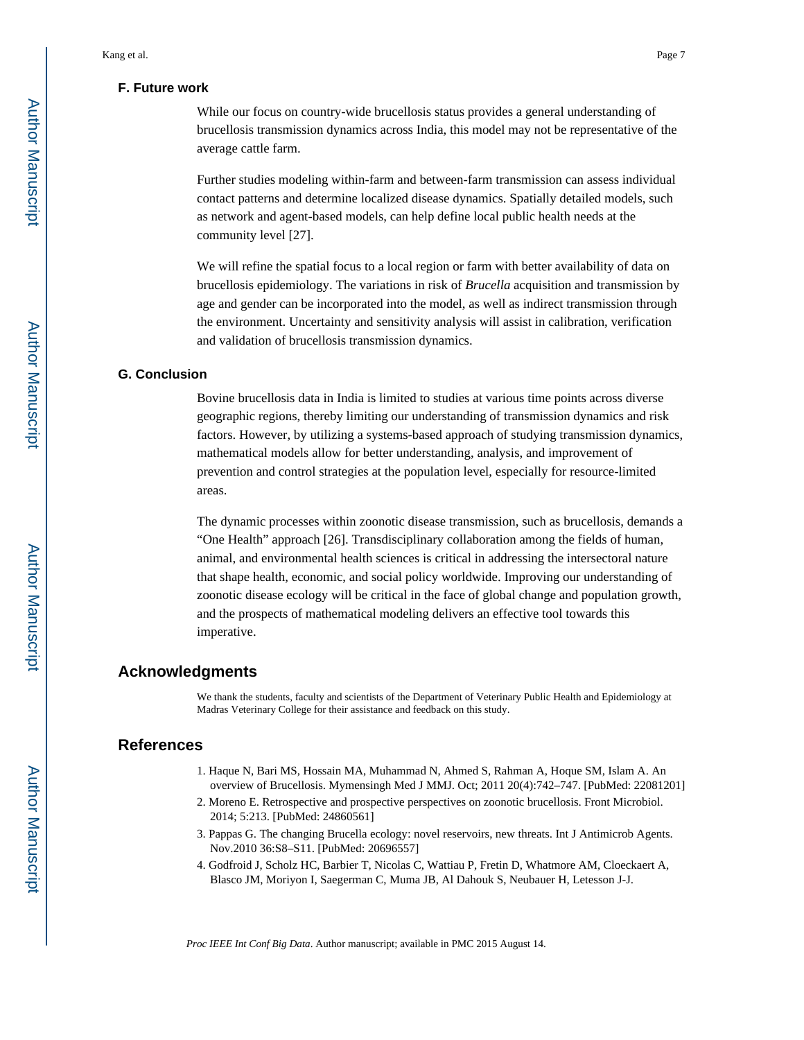### F. Future work

While our focus on country-wide brucellosis status provides a general understanding of brucellosis transmission dynamics across India, this model may not be representative of the average cattle farm.

Further studies modeling within-farm and between-farm transmission can assess individual contact patterns and determine localized disease dynamics. Spatially detailed models, such as network and agent-based models, can help define local public health needs at the community level [27].

We will refine the spatial focus to a local region or farm with better availability of data on brucellosis epidemiology. The variations in risk of *Brucella* acquisition and transmission by age and gender can be incorporated into the model, as well as indirect transmission through the environment. Uncertainty and sensitivity analysis will assist in calibration, verification and validation of brucellosis transmission dynamics.

### G. Conclusion

Bovine brucellosis data in India is limited to studies at various time points across diverse geographic regions, thereby limiting our understanding of transmission dynamics and risk factors. However, by utilizing a systems-based approach of studying transmission dynamics, mathematical models allow for better understanding, analysis, and improvement of prevention and control strategies at the population level, especially for resource-limited areas.

The dynamic processes within zoonotic disease transmission, such as brucellosis, demands a "One Health" approach [26]. Transdisciplinary collaboration among the fields of human, animal, and environmental health sciences is critical in addressing the intersectoral nature that shape health, economic, and social policy worldwide. Improving our understanding of zoonotic disease ecology will be critical in the face of global change and population growth, and the prospects of mathematical modeling delivers an effective tool towards this imperative.

## Acknowledgments

We thank the students, faculty and scientists of the Department of Veterinary Public Health and Epidemiology at Madras Veterinary College for their assistance and feedback on this study.

## References

1. Haque N, Bari MS, Hossain MA, Muhammad N, Ahmed S, Rahman A, Hoque SM, Islam A. An overview of Brucellosis. Mymensingh Med J MMJ. Oct; 2011 20(4):742–747. [PubMed: 22081201]
2. Moreno E. Retrospective and prospective perspectives on zoonotic brucellosis. Front Microbiol. 2014; 5:213. [PubMed: 24860561]
3. Pappas G. The changing Brucella ecology: novel reservoirs, new threats. Int J Antimicrob Agents. Nov.2010 36:S8–S11. [PubMed: 20696557]
4. Godfroid J, Scholz HC, Barbier T, Nicolas C, Wattiau P, Fretin D, Whatmore AM, Cloeckaert A, Blasco JM, Moriyon I, Saegerman C, Muma JB, Al Dahouk S, Neubauer H, Letesson J-J.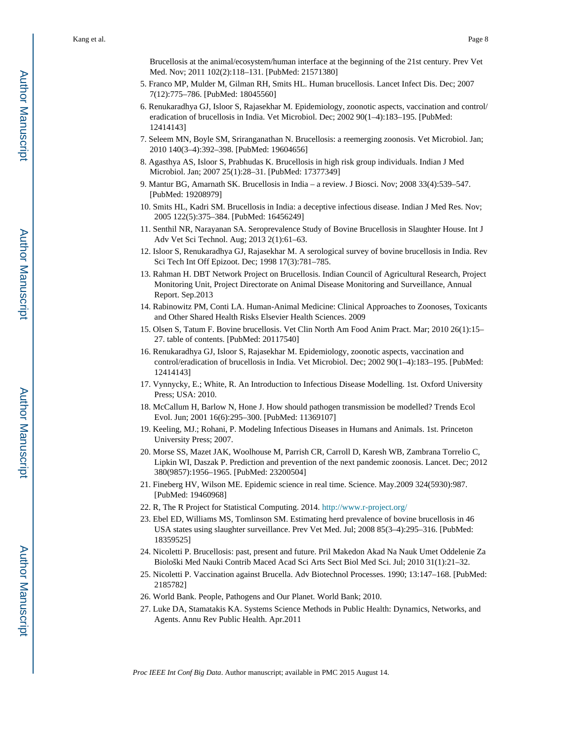Brucellosis at the animal/ecosystem/human interface at the beginning of the 21st century. Prev Vet Med. Nov; 2011 102(2):118–131. [PubMed: 21571380]

5. Franco MP, Mulder M, Gilman RH, Smits HL. Human brucellosis. Lancet Infect Dis. Dec; 2007 7(12):775–786. [PubMed: 18045560]
6. Renukaradhya GJ, Isloor S, Rajasekhar M. Epidemiology, zoonotic aspects, vaccination and control/eradication of brucellosis in India. Vet Microbiol. Dec; 2002 90(1–4):183–195. [PubMed: 12414143]
7. Seleem MN, Boyle SM, Sriranganathan N. Brucellosis: a reemerging zoonosis. Vet Microbiol. Jan; 2010 140(3–4):392–398. [PubMed: 19604656]
8. Agasthya AS, Isloor S, Prabhudas K. Brucellosis in high risk group individuals. Indian J Med Microbiol. Jan; 2007 25(1):28–31. [PubMed: 17377349]
9. Mantur BG, Amarnath SK. Brucellosis in India – a review. J Biosci. Nov; 2008 33(4):539–547. [PubMed: 19208979]
10. Smits HL, Kadri SM. Brucellosis in India: a deceptive infectious disease. Indian J Med Res. Nov; 2005 122(5):375–384. [PubMed: 16456249]
11. Senthil NR, Narayanan SA. Seroprevalence Study of Bovine Brucellosis in Slaughter House. Int J Adv Vet Sci Technol. Aug; 2013 2(1):61–63.
12. Isloor S, Renukaradhya GJ, Rajasekhar M. A serological survey of bovine brucellosis in India. Rev Sci Tech Int Off Epizoot. Dec; 1998 17(3):781–785.
13. Rahman H. DBT Network Project on Brucellosis. Indian Council of Agricultural Research, Project Monitoring Unit, Project Directorate on Animal Disease Monitoring and Surveillance, Annual Report. Sep.2013
14. Rabinowitz PM, Conti LA. Human-Animal Medicine: Clinical Approaches to Zoonoses, Toxicants and Other Shared Health Risks Elsevier Health Sciences. 2009
15. Olsen S, Tatum F. Bovine brucellosis. Vet Clin North Am Food Anim Pract. Mar; 2010 26(1):15–27. table of contents. [PubMed: 20117540]
16. Renukaradhya GJ, Isloor S, Rajasekhar M. Epidemiology, zoonotic aspects, vaccination and control/eradication of brucellosis in India. Vet Microbiol. Dec; 2002 90(1–4):183–195. [PubMed: 12414143]
17. Vynnycky, E.; White, R. An Introduction to Infectious Disease Modelling. 1st. Oxford University Press; USA: 2010.
18. McCallum H, Barlow N, Hone J. How should pathogen transmission be modelled? Trends Ecol Evol. Jun; 2001 16(6):295–300. [PubMed: 11369107]
19. Keeling, MJ.; Rohani, P. Modeling Infectious Diseases in Humans and Animals. 1st. Princeton University Press; 2007.
20. Morse SS, Mazet JAK, Woolhouse M, Parrish CR, Carroll D, Karesh WB, Zambrana Torrelio C, Lipkin WI, Daszak P. Prediction and prevention of the next pandemic zoonosis. Lancet. Dec; 2012 380(9857):1956–1965. [PubMed: 23200504]
21. Fineberg HV, Wilson ME. Epidemic science in real time. Science. May.2009 324(5930):987. [PubMed: 19460968]
22. R, The R Project for Statistical Computing. 2014. http://www.r-project.org/
23. Ebel ED, Williams MS, Tomlinson SM. Estimating herd prevalence of bovine brucellosis in 46 USA states using slaughter surveillance. Prev Vet Med. Jul; 2008 85(3–4):295–316. [PubMed: 18359525]
24. Nicoletti P. Brucellosis: past, present and future. Pril Makedon Akad Na Nauk Umet Oddelenie Za Biološki Med Nauki Contrib Maced Acad Sci Arts Sect Biol Med Sci. Jul; 2010 31(1):21–32.
25. Nicoletti P. Vaccination against Brucella. Adv Biotechnol Processes. 1990; 13:147–168. [PubMed: 2185782]
26. World Bank. People, Pathogens and Our Planet. World Bank; 2010.
27. Luke DA, Stamatakis KA. Systems Science Methods in Public Health: Dynamics, Networks, and Agents. Annu Rev Public Health. Apr.2011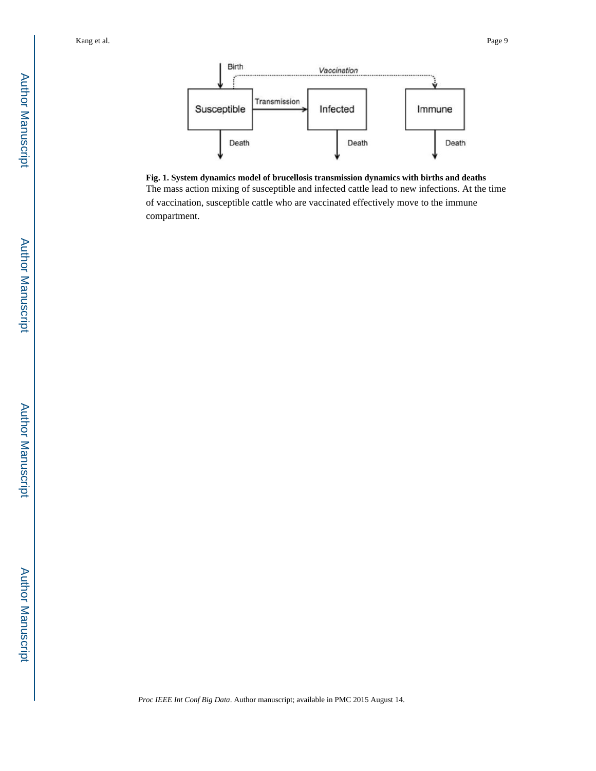**Fig. 1. System dynamics model of brucellosis transmission dynamics with births and deaths**

The mass action mixing of susceptible and infected cattle lead to new infections. At the time of vaccination, susceptible cattle who are vaccinated effectively move to the immune compartment.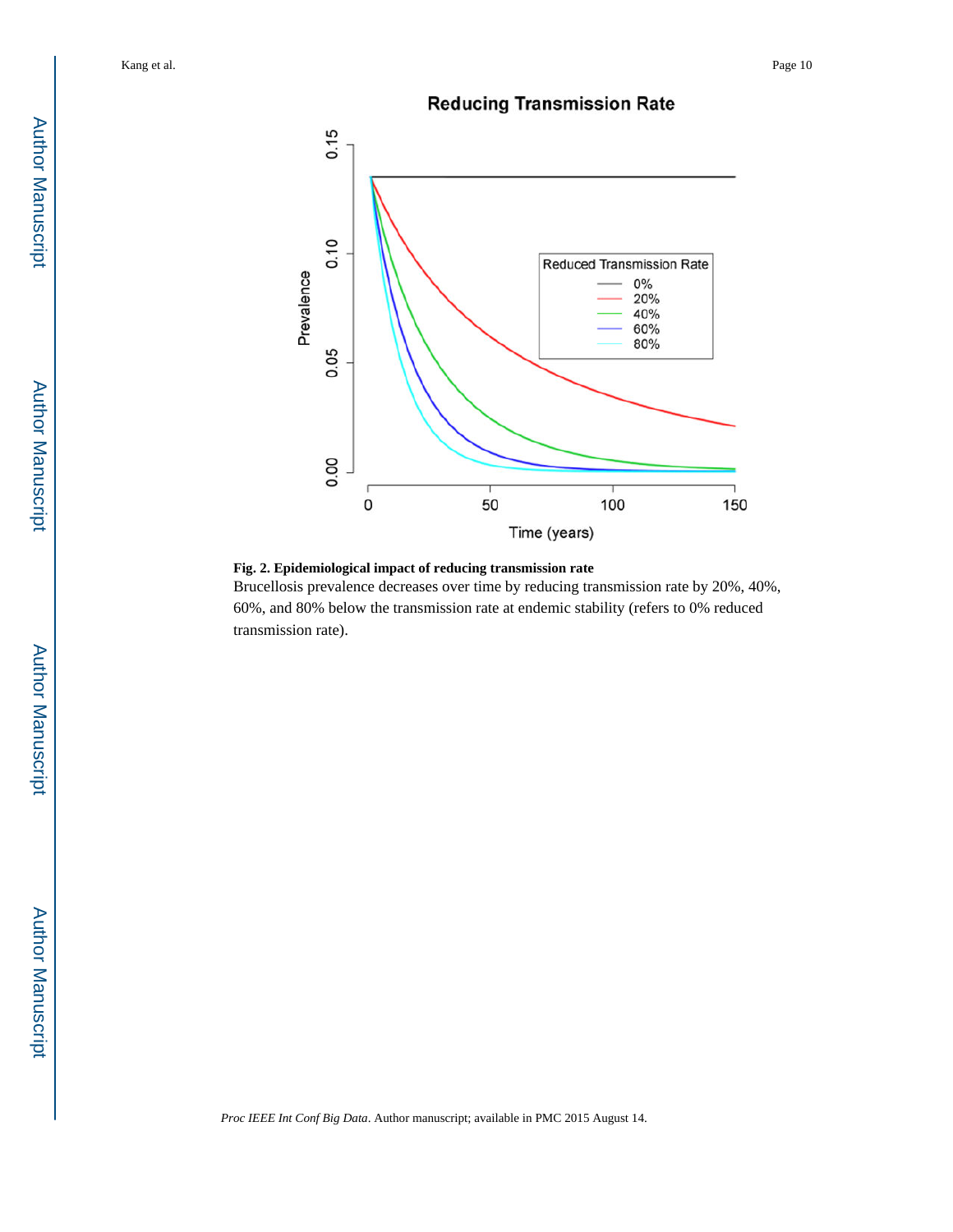**Fig. 2. Epidemiological impact of reducing transmission rate**

Brucellosis prevalence decreases over time by reducing transmission rate by 20%, 40%, 60%, and 80% below the transmission rate at endemic stability (refers to 0% reduced transmission rate).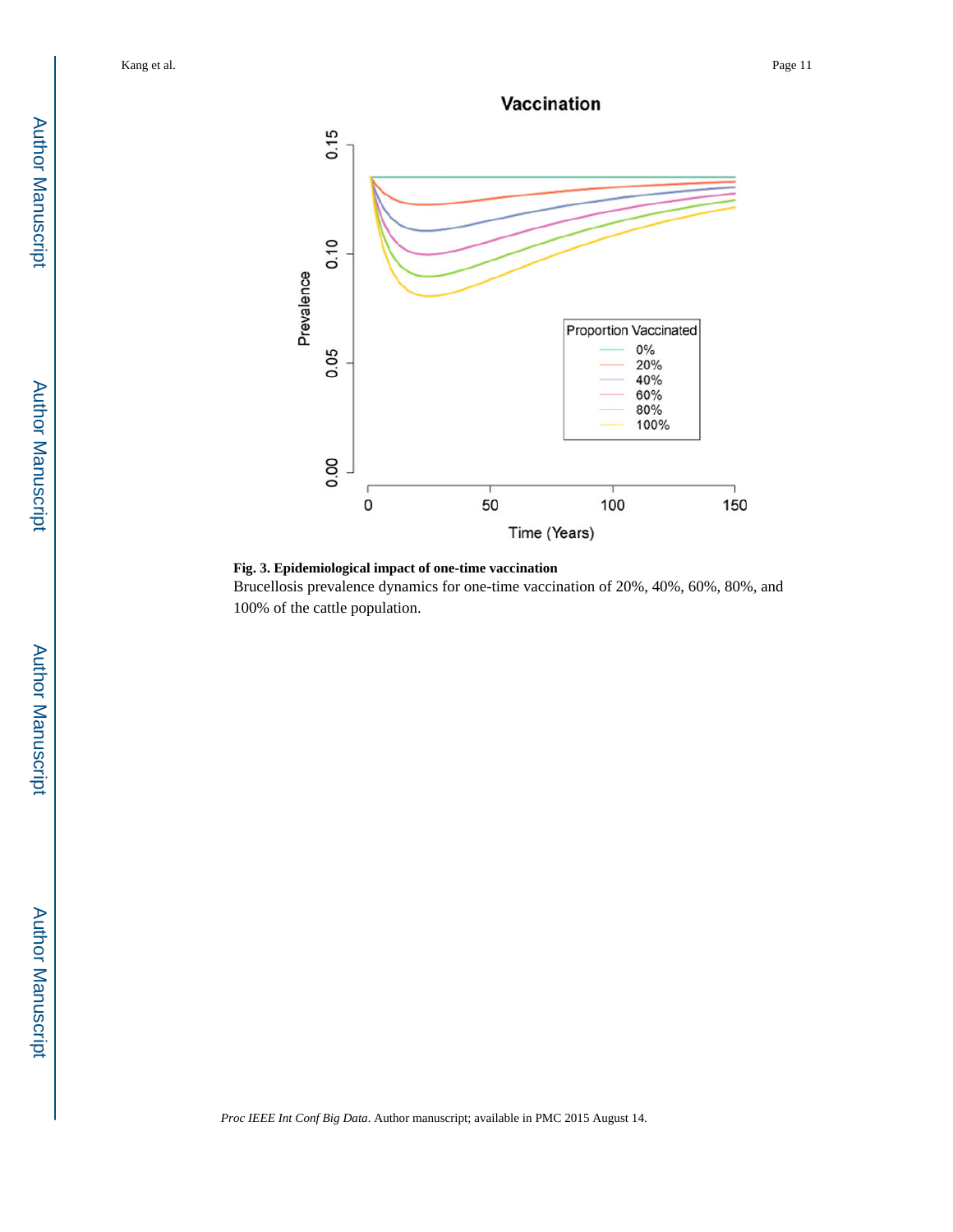**Fig. 3. Epidemiological impact of one-time vaccination**

Brucellosis prevalence dynamics for one-time vaccination of 20%, 40%, 60%, 80%, and 100% of the cattle population.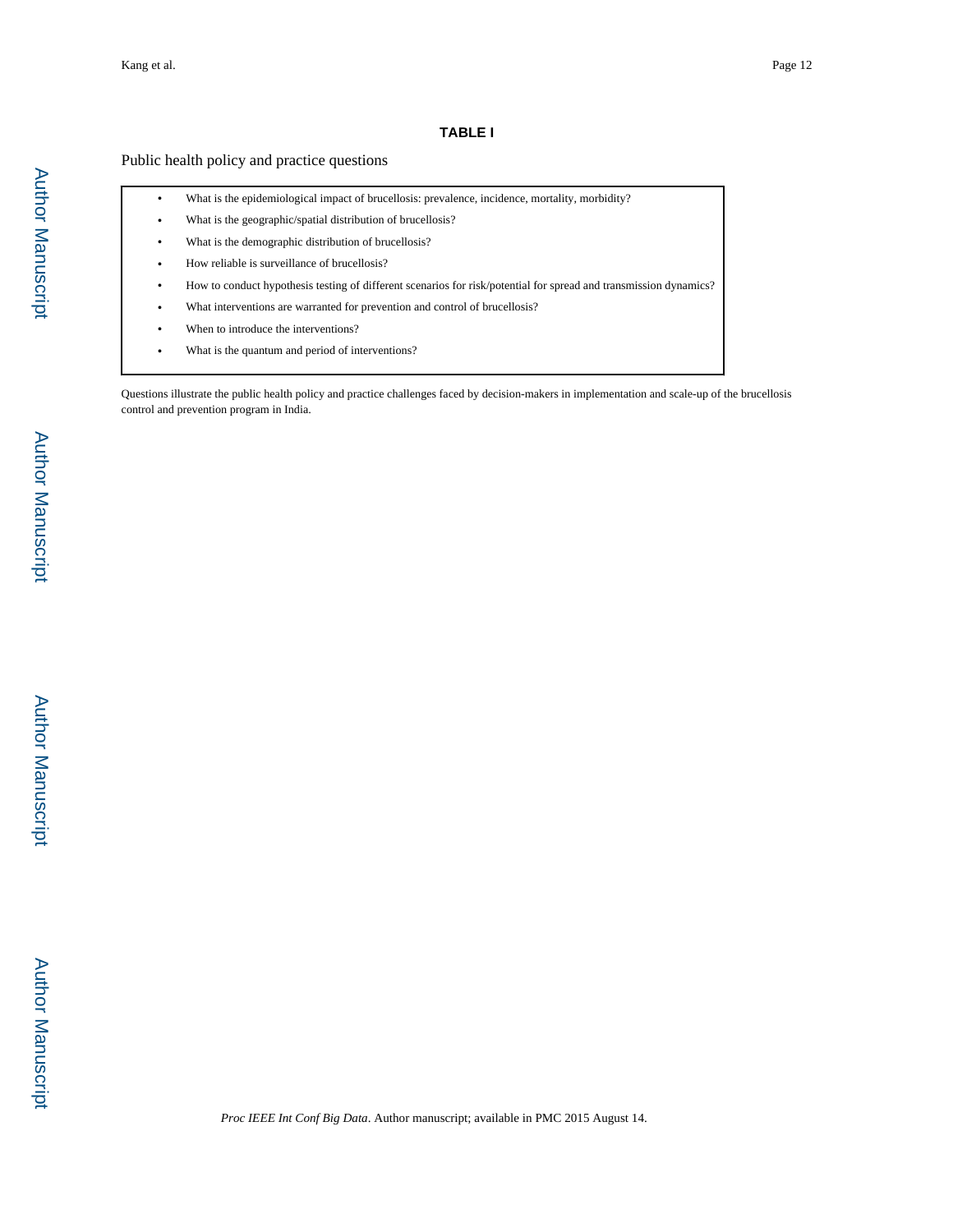**TABLE I**

Public health policy and practice questions

- What is the epidemiological impact of brucellosis: prevalence, incidence, mortality, morbidity?
- What is the geographic/spatial distribution of brucellosis?
- What is the demographic distribution of brucellosis?
- How reliable is surveillance of brucellosis?
- How to conduct hypothesis testing of different scenarios for risk/potential for spread and transmission dynamics?
- What interventions are warranted for prevention and control of brucellosis?
- When to introduce the interventions?
- What is the quantum and period of interventions?

Questions illustrate the public health policy and practice challenges faced by decision-makers in implementation and scale-up of the brucellosis control and prevention program in India.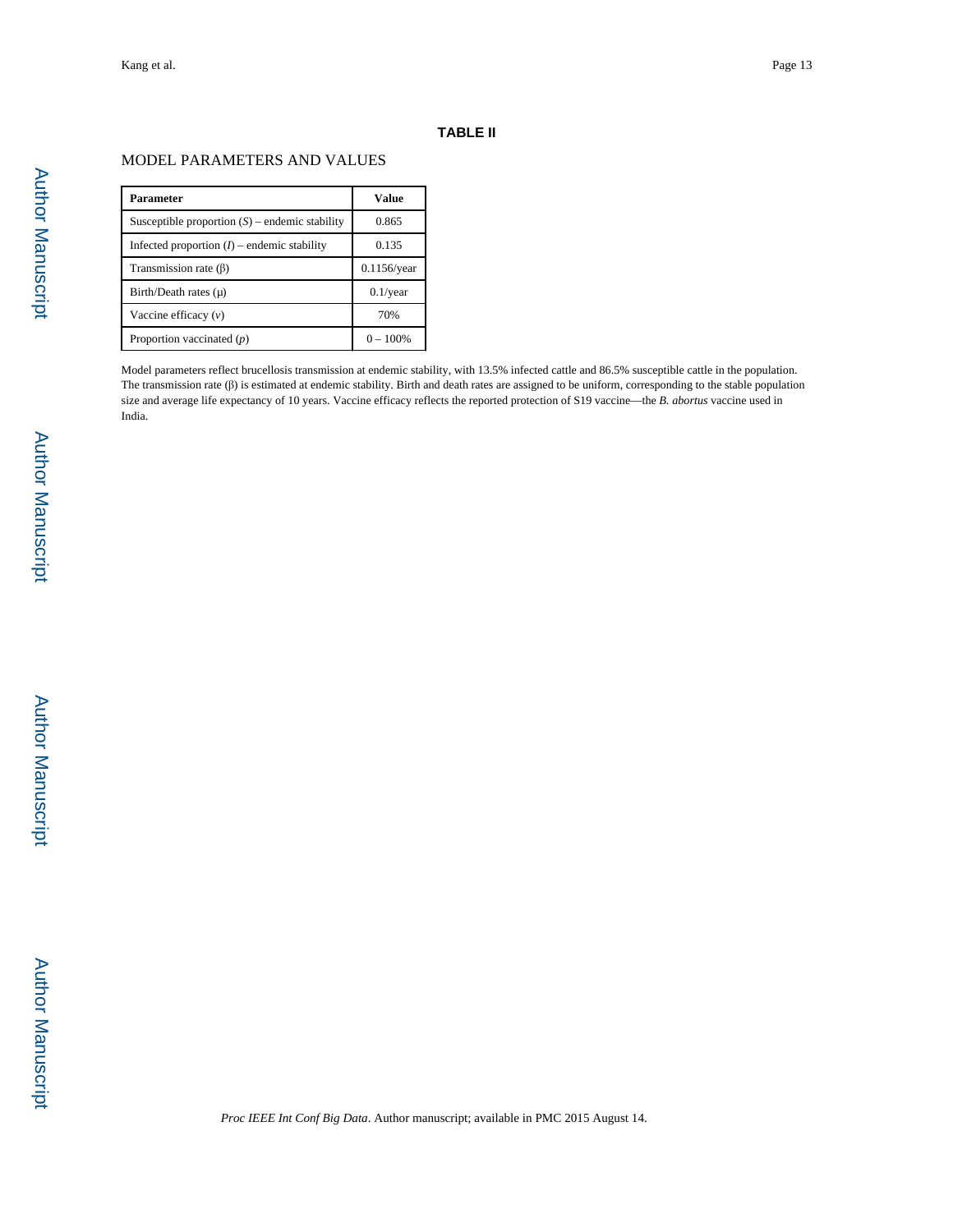# TABLE II

## MODEL PARAMETERS AND VALUES

| Parameter | Value |
| --- | --- |
| Susceptible proportion ($S$) – endemic stability | 0.865 |
| Infected proportion ($I$) – endemic stability | 0.135 |
| Transmission rate ($\beta$) | 0.1156/year |
| Birth/Death rates ($\mu$) | 0.1/year |
| Vaccine efficacy ($v$) | 70% |
| Proportion vaccinated ($p$) | 0 – 100% |

Model parameters reflect brucellosis transmission at endemic stability, with 13.5% infected cattle and 86.5% susceptible cattle in the population. The transmission rate ($\beta$) is estimated at endemic stability. Birth and death rates are assigned to be uniform, corresponding to the stable population size and average life expectancy of 10 years. Vaccine efficacy reflects the reported protection of S19 vaccine—the *B. abortus* vaccine used in India.